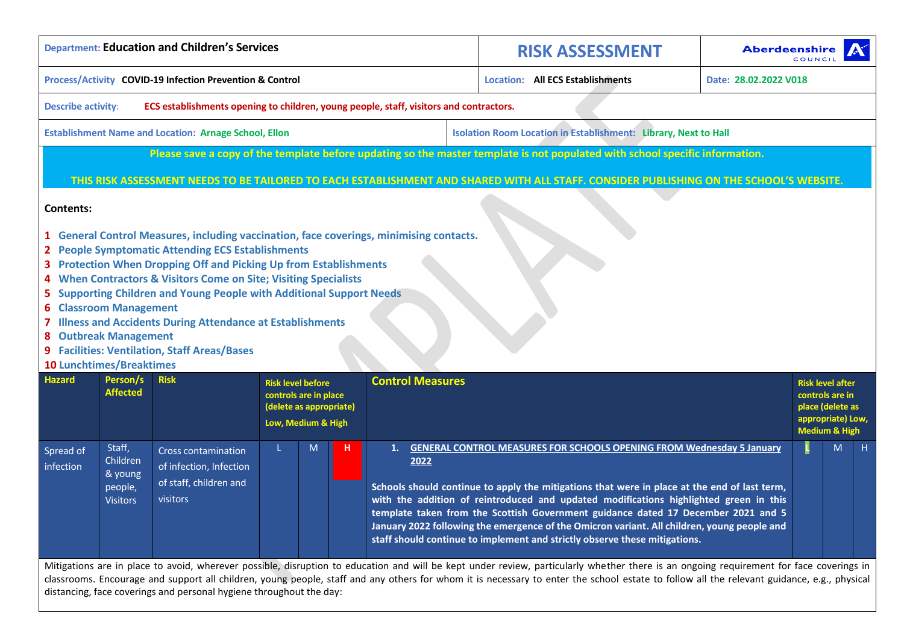| Department: **Education and Children's Services** | **RISK ASSESSMENT** | Aberdeenshire COUNCIL |
|---|---|---|
| Process/Activity **COVID-19 Infection Prevention & Control** | Location: **All ECS Establishments** | Date: **28.02.2022 V018** |

**Describe activity:** **ECS establishments opening to children, young people, staff, visitors and contractors.**

**Establishment Name and Location:** **Arnage School, Ellon**

**Isolation Room Location in Establishment:** **Library, Next to Hall**

**Please save a copy of the template before updating so the master template is not populated with school specific information.**

**THIS RISK ASSESSMENT NEEDS TO BE TAILORED TO EACH ESTABLISHMENT AND SHARED WITH ALL STAFF. CONSIDER PUBLISHING ON THE SCHOOL'S WEBSITE.**

**Contents:**

1. General Control Measures, including vaccination, face coverings, minimising contacts.
2. People Symptomatic Attending ECS Establishments
3. Protection When Dropping Off and Picking Up from Establishments
4. When Contractors & Visitors Come on Site; Visiting Specialists
5. Supporting Children and Young People with Additional Support Needs
6. Classroom Management
7. Illness and Accidents During Attendance at Establishments
8. Outbreak Management
9. Facilities: Ventilation, Staff Areas/Bases
10. Lunchtimes/Breaktimes

| Hazard | Person/s Affected | Risk | Risk level before controls are in place (delete as appropriate) Low, Medium & High | | | Control Measures | Risk level after controls are in place (delete as appropriate) Low, Medium & High | | |
|---|---|---|---|---|---|---|---|---|---|
| Spread of infection | Staff, Children & young people, Visitors | Cross contamination of infection, Infection of staff, children and visitors | L | M | **H** | **1. GENERAL CONTROL MEASURES FOR SCHOOLS OPENING FROM Wednesday 5 January 2022**<br><br>**Schools should continue to apply the mitigations that were in place at the end of last term, with the addition of reintroduced and updated modifications highlighted green in this template taken from the Scottish Government guidance dated 17 December 2021 and 5 January 2022 following the emergence of the Omicron variant. All children, young people and staff should continue to implement and strictly observe these mitigations.** | **L** | M | H |

Mitigations are in place to avoid, wherever possible, disruption to education and will be kept under review, particularly whether there is an ongoing requirement for face coverings in classrooms. Encourage and support all children, young people, staff and any others for whom it is necessary to enter the school estate to follow all the relevant guidance, e.g., physical distancing, face coverings and personal hygiene throughout the day: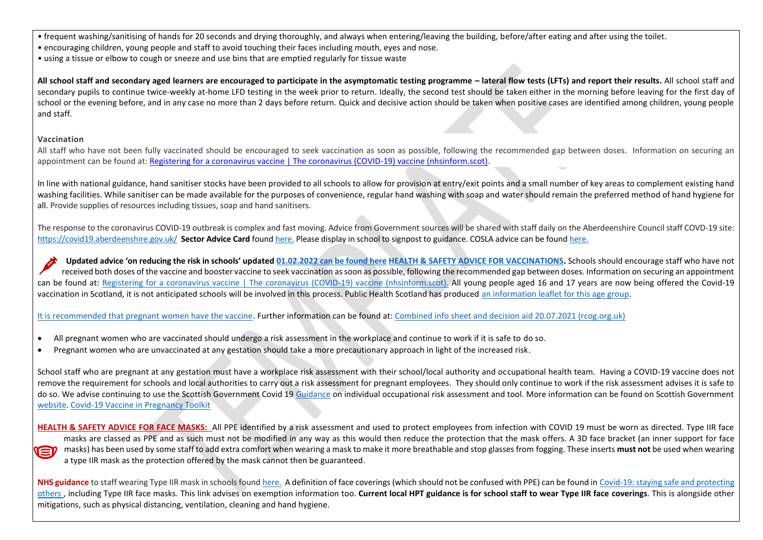- frequent washing/sanitising of hands for 20 seconds and drying thoroughly, and always when entering/leaving the building, before/after eating and after using the toilet.
- encouraging children, young people and staff to avoid touching their faces including mouth, eyes and nose.
- using a tissue or elbow to cough or sneeze and use bins that are emptied regularly for tissue waste

**All school staff and secondary aged learners are encouraged to participate in the asymptomatic testing programme – lateral flow tests (LFTs) and report their results.** All school staff and secondary pupils to continue twice-weekly at-home LFD testing in the week prior to return. Ideally, the second test should be taken either in the morning before leaving for the first day of school or the evening before, and in any case no more than 2 days before return. Quick and decisive action should be taken when positive cases are identified among children, young people and staff.

**Vaccination**

All staff who have not been fully vaccinated should be encouraged to seek vaccination as soon as possible, following the recommended gap between doses. Information on securing an appointment can be found at: [Registering for a coronavirus vaccine | The coronavirus (COVID-19) vaccine (nhsinform.scot)].

In line with national guidance, hand sanitiser stocks have been provided to all schools to allow for provision at entry/exit points and a small number of key areas to complement existing hand washing facilities. While sanitiser can be made available for the purposes of convenience, regular hand washing with soap and water should remain the preferred method of hand hygiene for all. Provide supplies of resources including tissues, soap and hand sanitisers.

The response to the coronavirus COVID-19 outbreak is complex and fast moving. Advice from Government sources will be shared with staff daily on the Aberdeenshire Council staff COVD-19 site: https://covid19.aberdeenshire.gov.uk/ **Sector Advice Card** found here. Please display in school to signpost to guidance. COSLA advice can be found here.

**Updated advice 'on reducing the risk in schools' updated 01.02.2022 can be found here HEALTH & SAFETY ADVICE FOR VACCINATIONS.** Schools should encourage staff who have not received both doses of the vaccine and booster vaccine to seek vaccination as soon as possible, following the recommended gap between doses. Information on securing an appointment can be found at: Registering for a coronavirus vaccine | The coronavirus (COVID-19) vaccine (nhsinform.scot). All young people aged 16 and 17 years are now being offered the Covid-19 vaccination in Scotland, it is not anticipated schools will be involved in this process. Public Health Scotland has produced an information leaflet for this age group.

It is recommended that pregnant women have the vaccine. Further information can be found at: Combined info sheet and decision aid 20.07.2021 (rcog.org.uk)

- All pregnant women who are vaccinated should undergo a risk assessment in the workplace and continue to work if it is safe to do so.
- Pregnant women who are unvaccinated at any gestation should take a more precautionary approach in light of the increased risk.

School staff who are pregnant at any gestation must have a workplace risk assessment with their school/local authority and occupational health team. Having a COVID-19 vaccine does not remove the requirement for schools and local authorities to carry out a risk assessment for pregnant employees. They should only continue to work if the risk assessment advises it is safe to do so. We advise continuing to use the Scottish Government Covid 19 Guidance on individual occupational risk assessment and tool. More information can be found on Scottish Government website. Covid-19 Vaccine in Pregnancy Toolkit

**HEALTH & SAFETY ADVICE FOR FACE MASKS:** All PPE identified by a risk assessment and used to protect employees from infection with COVID 19 must be worn as directed. Type IIR face masks are classed as PPE and as such must not be modified in any way as this would then reduce the protection that the mask offers. A 3D face bracket (an inner support for face masks) has been used by some staff to add extra comfort when wearing a mask to make it more breathable and stop glasses from fogging. These inserts **must not** be used when wearing a type IIR mask as the protection offered by the mask cannot then be guaranteed.

**NHS guidance** to staff wearing Type IIR mask in schools found here. A definition of face coverings (which should not be confused with PPE) can be found in Covid-19: staying safe and protecting others, including Type IIR face masks. This link advises on exemption information too. **Current local HPT guidance is for school staff to wear Type IIR face coverings**. This is alongside other mitigations, such as physical distancing, ventilation, cleaning and hand hygiene.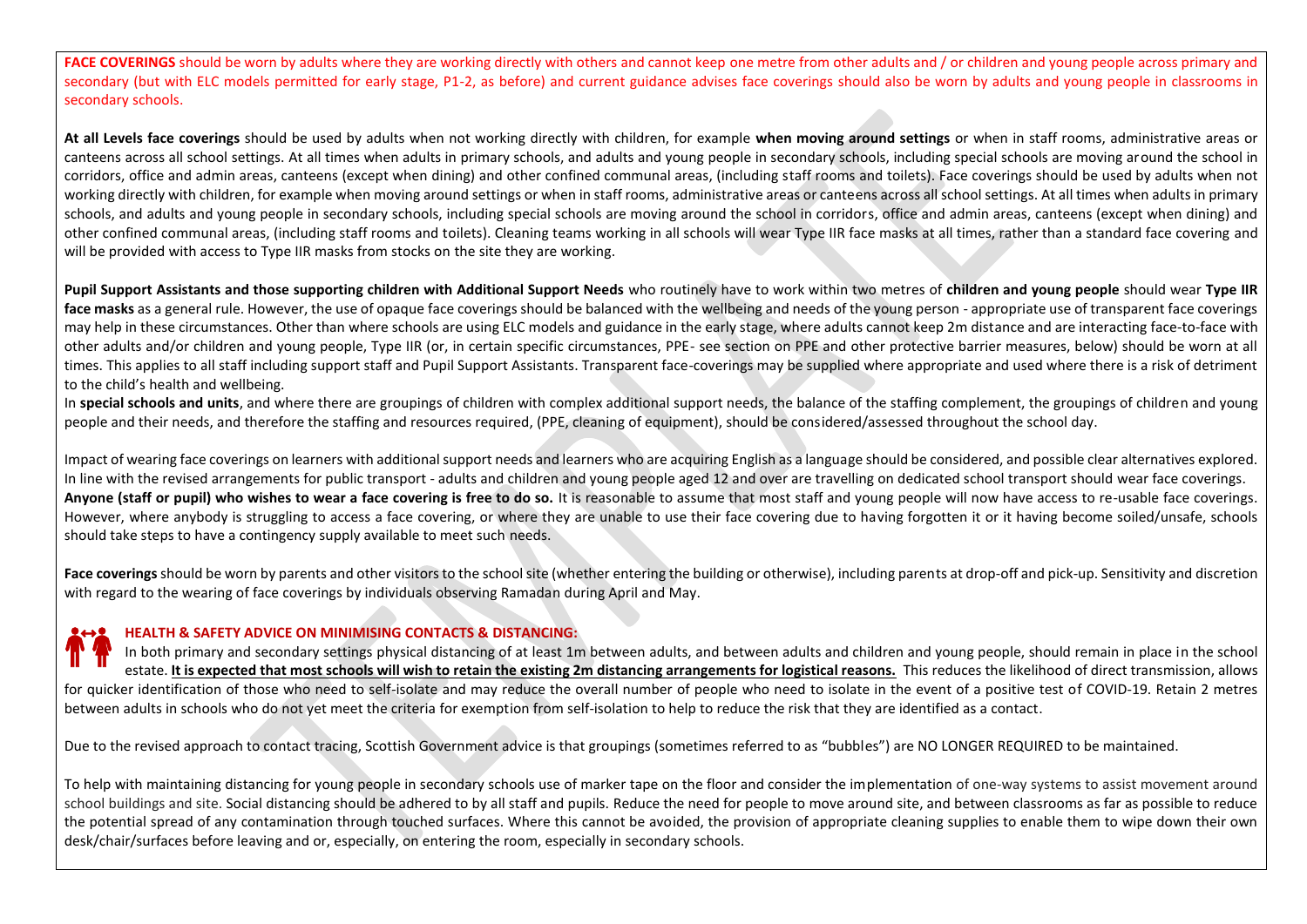**FACE COVERINGS** should be worn by adults where they are working directly with others and cannot keep one metre from other adults and / or children and young people across primary and secondary (but with ELC models permitted for early stage, P1-2, as before) and current guidance advises face coverings should also be worn by adults and young people in classrooms in secondary schools.

**At all Levels face coverings** should be used by adults when not working directly with children, for example **when moving around settings** or when in staff rooms, administrative areas or canteens across all school settings. At all times when adults in primary schools, and adults and young people in secondary schools, including special schools are moving around the school in corridors, office and admin areas, canteens (except when dining) and other confined communal areas, (including staff rooms and toilets). Face coverings should be used by adults when not working directly with children, for example when moving around settings or when in staff rooms, administrative areas or canteens across all school settings. At all times when adults in primary schools, and adults and young people in secondary schools, including special schools are moving around the school in corridors, office and admin areas, canteens (except when dining) and other confined communal areas, (including staff rooms and toilets). Cleaning teams working in all schools will wear Type IIR face masks at all times, rather than a standard face covering and will be provided with access to Type IIR masks from stocks on the site they are working.

**Pupil Support Assistants and those supporting children with Additional Support Needs** who routinely have to work within two metres of **children and young people** should wear **Type IIR face masks** as a general rule. However, the use of opaque face coverings should be balanced with the wellbeing and needs of the young person - appropriate use of transparent face coverings may help in these circumstances. Other than where schools are using ELC models and guidance in the early stage, where adults cannot keep 2m distance and are interacting face-to-face with other adults and/or children and young people, Type IIR (or, in certain specific circumstances, PPE- see section on PPE and other protective barrier measures, below) should be worn at all times. This applies to all staff including support staff and Pupil Support Assistants. Transparent face-coverings may be supplied where appropriate and used where there is a risk of detriment to the child's health and wellbeing.

In **special schools and units**, and where there are groupings of children with complex additional support needs, the balance of the staffing complement, the groupings of children and young people and their needs, and therefore the staffing and resources required, (PPE, cleaning of equipment), should be considered/assessed throughout the school day.

Impact of wearing face coverings on learners with additional support needs and learners who are acquiring English as a language should be considered, and possible clear alternatives explored. In line with the revised arrangements for public transport - adults and children and young people aged 12 and over are travelling on dedicated school transport should wear face coverings.

**Anyone (staff or pupil) who wishes to wear a face covering is free to do so.** It is reasonable to assume that most staff and young people will now have access to re-usable face coverings. However, where anybody is struggling to access a face covering, or where they are unable to use their face covering due to having forgotten it or it having become soiled/unsafe, schools should take steps to have a contingency supply available to meet such needs.

**Face coverings** should be worn by parents and other visitors to the school site (whether entering the building or otherwise), including parents at drop-off and pick-up. Sensitivity and discretion with regard to the wearing of face coverings by individuals observing Ramadan during April and May.

### HEALTH & SAFETY ADVICE ON MINIMISING CONTACTS & DISTANCING:

In both primary and secondary settings physical distancing of at least 1m between adults, and between adults and children and young people, should remain in place in the school estate. **It is expected that most schools will wish to retain the existing 2m distancing arrangements for logistical reasons.** This reduces the likelihood of direct transmission, allows for quicker identification of those who need to self-isolate and may reduce the overall number of people who need to isolate in the event of a positive test of COVID-19. Retain 2 metres between adults in schools who do not yet meet the criteria for exemption from self-isolation to help to reduce the risk that they are identified as a contact.

Due to the revised approach to contact tracing, Scottish Government advice is that groupings (sometimes referred to as "bubbles") are NO LONGER REQUIRED to be maintained.

To help with maintaining distancing for young people in secondary schools use of marker tape on the floor and consider the implementation of one-way systems to assist movement around school buildings and site. Social distancing should be adhered to by all staff and pupils. Reduce the need for people to move around site, and between classrooms as far as possible to reduce the potential spread of any contamination through touched surfaces. Where this cannot be avoided, the provision of appropriate cleaning supplies to enable them to wipe down their own desk/chair/surfaces before leaving and or, especially, on entering the room, especially in secondary schools.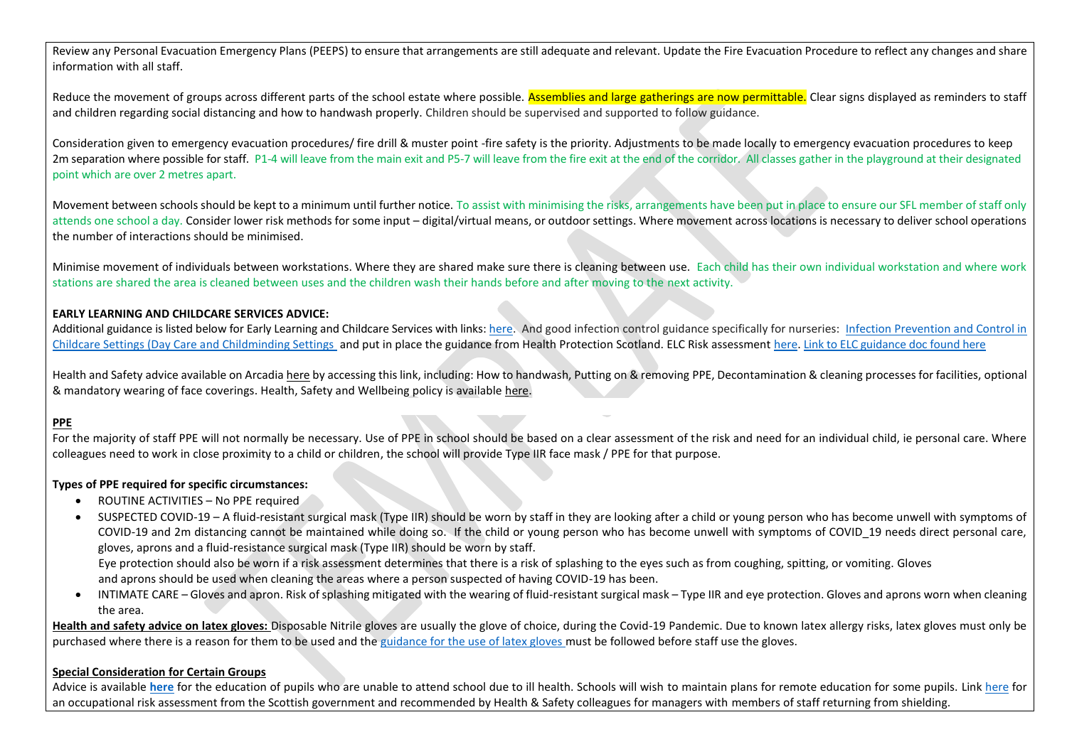Review any Personal Evacuation Emergency Plans (PEEPS) to ensure that arrangements are still adequate and relevant. Update the Fire Evacuation Procedure to reflect any changes and share information with all staff.

Reduce the movement of groups across different parts of the school estate where possible. Assemblies and large gatherings are now permittable. Clear signs displayed as reminders to staff and children regarding social distancing and how to handwash properly. Children should be supervised and supported to follow guidance.

Consideration given to emergency evacuation procedures/ fire drill & muster point -fire safety is the priority. Adjustments to be made locally to emergency evacuation procedures to keep 2m separation where possible for staff. P1-4 will leave from the main exit and P5-7 will leave from the fire exit at the end of the corridor. All classes gather in the playground at their designated point which are over 2 metres apart.

Movement between schools should be kept to a minimum until further notice. To assist with minimising the risks, arrangements have been put in place to ensure our SFL member of staff only attends one school a day. Consider lower risk methods for some input – digital/virtual means, or outdoor settings. Where movement across locations is necessary to deliver school operations the number of interactions should be minimised.

Minimise movement of individuals between workstations. Where they are shared make sure there is cleaning between use. Each child has their own individual workstation and where work stations are shared the area is cleaned between uses and the children wash their hands before and after moving to the next activity.

**EARLY LEARNING AND CHILDCARE SERVICES ADVICE:**
Additional guidance is listed below for Early Learning and Childcare Services with links: here. And good infection control guidance specifically for nurseries: Infection Prevention and Control in Childcare Settings (Day Care and Childminding Settings and put in place the guidance from Health Protection Scotland. ELC Risk assessment here. Link to ELC guidance doc found here

Health and Safety advice available on Arcadia here by accessing this link, including: How to handwash, Putting on & removing PPE, Decontamination & cleaning processes for facilities, optional & mandatory wearing of face coverings. Health, Safety and Wellbeing policy is available here.

**PPE**

For the majority of staff PPE will not normally be necessary. Use of PPE in school should be based on a clear assessment of the risk and need for an individual child, ie personal care. Where colleagues need to work in close proximity to a child or children, the school will provide Type IIR face mask / PPE for that purpose.

**Types of PPE required for specific circumstances:**

- ROUTINE ACTIVITIES – No PPE required
- SUSPECTED COVID-19 – A fluid-resistant surgical mask (Type IIR) should be worn by staff in they are looking after a child or young person who has become unwell with symptoms of COVID-19 and 2m distancing cannot be maintained while doing so. If the child or young person who has become unwell with symptoms of COVID_19 needs direct personal care, gloves, aprons and a fluid-resistance surgical mask (Type IIR) should be worn by staff.
  Eye protection should also be worn if a risk assessment determines that there is a risk of splashing to the eyes such as from coughing, spitting, or vomiting. Gloves and aprons should be used when cleaning the areas where a person suspected of having COVID-19 has been.
- INTIMATE CARE – Gloves and apron. Risk of splashing mitigated with the wearing of fluid-resistant surgical mask – Type IIR and eye protection. Gloves and aprons worn when cleaning the area.

**Health and safety advice on latex gloves:** Disposable Nitrile gloves are usually the glove of choice, during the Covid-19 Pandemic. Due to known latex allergy risks, latex gloves must only be purchased where there is a reason for them to be used and the guidance for the use of latex gloves must be followed before staff use the gloves.

**Special Consideration for Certain Groups**

Advice is available **here** for the education of pupils who are unable to attend school due to ill health. Schools will wish to maintain plans for remote education for some pupils. Link here for an occupational risk assessment from the Scottish government and recommended by Health & Safety colleagues for managers with members of staff returning from shielding.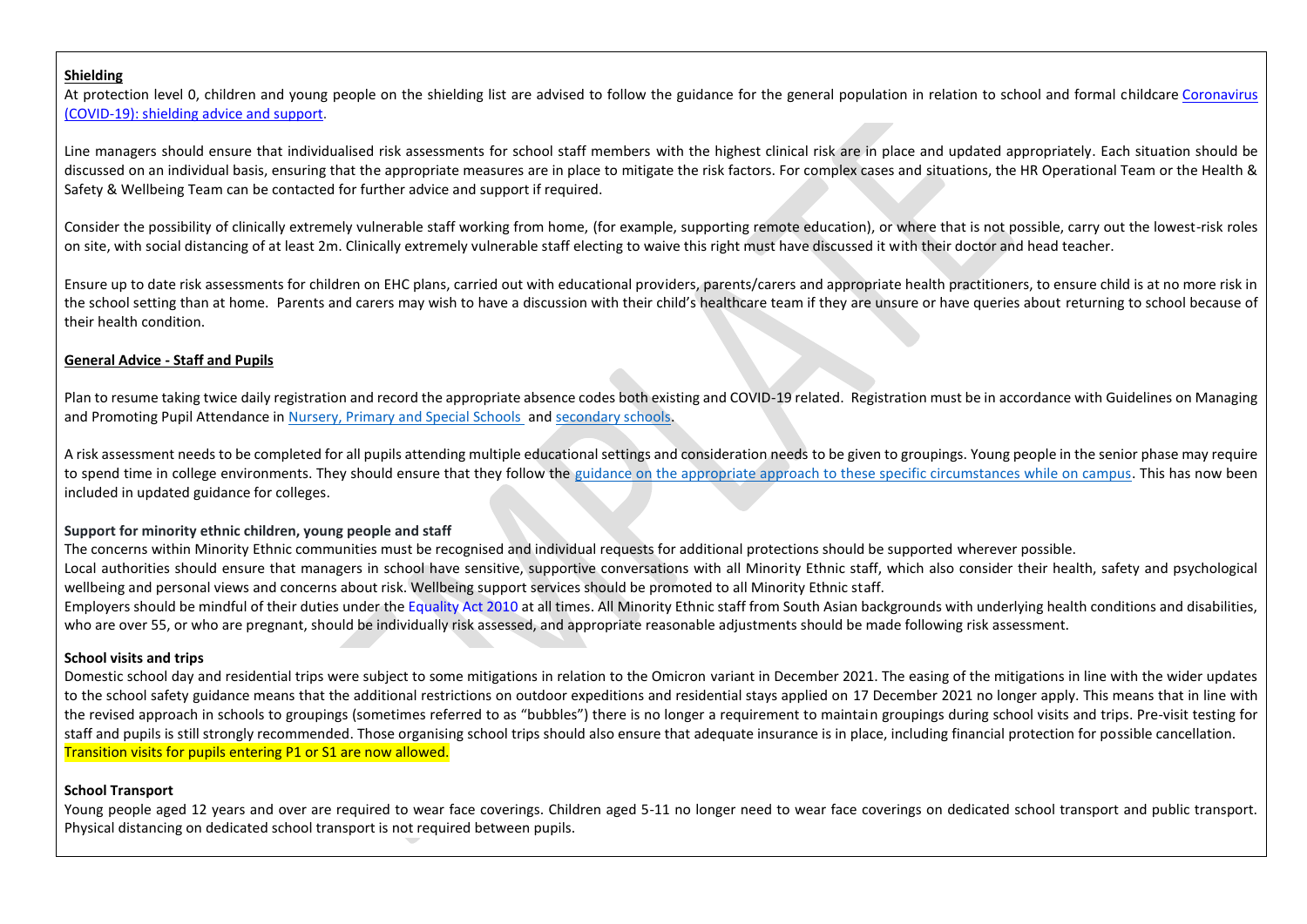**Shielding**

At protection level 0, children and young people on the shielding list are advised to follow the guidance for the general population in relation to school and formal childcare [Coronavirus (COVID-19): shielding advice and support](#).

Line managers should ensure that individualised risk assessments for school staff members with the highest clinical risk are in place and updated appropriately. Each situation should be discussed on an individual basis, ensuring that the appropriate measures are in place to mitigate the risk factors. For complex cases and situations, the HR Operational Team or the Health & Safety & Wellbeing Team can be contacted for further advice and support if required.

Consider the possibility of clinically extremely vulnerable staff working from home, (for example, supporting remote education), or where that is not possible, carry out the lowest-risk roles on site, with social distancing of at least 2m. Clinically extremely vulnerable staff electing to waive this right must have discussed it with their doctor and head teacher.

Ensure up to date risk assessments for children on EHC plans, carried out with educational providers, parents/carers and appropriate health practitioners, to ensure child is at no more risk in the school setting than at home. Parents and carers may wish to have a discussion with their child's healthcare team if they are unsure or have queries about returning to school because of their health condition.

**General Advice - Staff and Pupils**

Plan to resume taking twice daily registration and record the appropriate absence codes both existing and COVID-19 related. Registration must be in accordance with Guidelines on Managing and Promoting Pupil Attendance in [Nursery, Primary and Special Schools](#) and [secondary schools](#).

A risk assessment needs to be completed for all pupils attending multiple educational settings and consideration needs to be given to groupings. Young people in the senior phase may require to spend time in college environments. They should ensure that they follow the [guidance on the appropriate approach to these specific circumstances while on campus](#). This has now been included in updated guidance for colleges.

**Support for minority ethnic children, young people and staff**

The concerns within Minority Ethnic communities must be recognised and individual requests for additional protections should be supported wherever possible.

Local authorities should ensure that managers in school have sensitive, supportive conversations with all Minority Ethnic staff, which also consider their health, safety and psychological wellbeing and personal views and concerns about risk. Wellbeing support services should be promoted to all Minority Ethnic staff.

Employers should be mindful of their duties under the Equality Act 2010 at all times. All Minority Ethnic staff from South Asian backgrounds with underlying health conditions and disabilities, who are over 55, or who are pregnant, should be individually risk assessed, and appropriate reasonable adjustments should be made following risk assessment.

**School visits and trips**

Domestic school day and residential trips were subject to some mitigations in relation to the Omicron variant in December 2021. The easing of the mitigations in line with the wider updates to the school safety guidance means that the additional restrictions on outdoor expeditions and residential stays applied on 17 December 2021 no longer apply. This means that in line with the revised approach in schools to groupings (sometimes referred to as "bubbles") there is no longer a requirement to maintain groupings during school visits and trips. Pre-visit testing for staff and pupils is still strongly recommended. Those organising school trips should also ensure that adequate insurance is in place, including financial protection for possible cancellation.
Transition visits for pupils entering P1 or S1 are now allowed.

**School Transport**

Young people aged 12 years and over are required to wear face coverings. Children aged 5-11 no longer need to wear face coverings on dedicated school transport and public transport. Physical distancing on dedicated school transport is not required between pupils.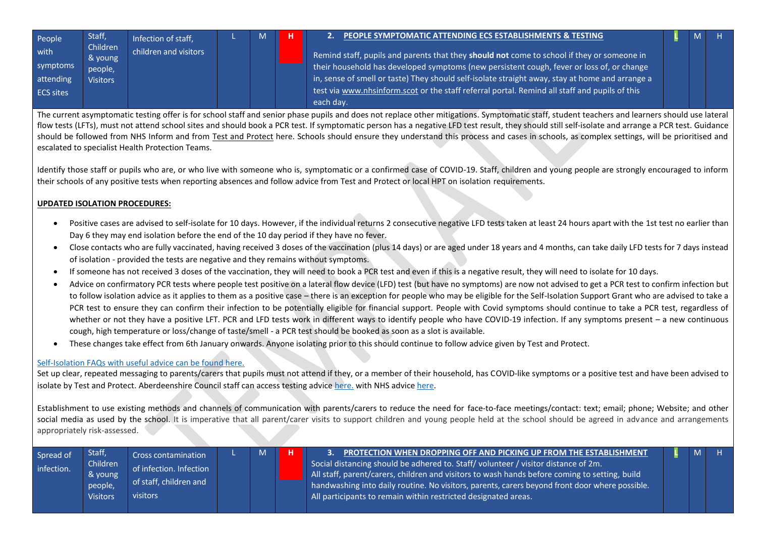| People with symptoms attending ECS sites | Staff, Children & young people, Visitors | Infection of staff, children and visitors | L | M | H | **2. PEOPLE SYMPTOMATIC ATTENDING ECS ESTABLISHMENTS & TESTING**<br><br>Remind staff, pupils and parents that they **should not** come to school if they or someone in their household has developed symptoms (new persistent cough, fever or loss of, or change in, sense of smell or taste) They should self-isolate straight away, stay at home and arrange a test via www.nhsinform.scot or the staff referral portal. Remind all staff and pupils of this each day. | L | M | H |
|---|---|---|---|---|---|---|---|---|---|

The current asymptomatic testing offer is for school staff and senior phase pupils and does not replace other mitigations. Symptomatic staff, student teachers and learners should use lateral flow tests (LFTs), must not attend school sites and should book a PCR test. If symptomatic person has a negative LFD test result, they should still self-isolate and arrange a PCR test. Guidance should be followed from NHS Inform and from Test and Protect here. Schools should ensure they understand this process and cases in schools, as complex settings, will be prioritised and escalated to specialist Health Protection Teams.

Identify those staff or pupils who are, or who live with someone who is, symptomatic or a confirmed case of COVID-19. Staff, children and young people are strongly encouraged to inform their schools of any positive tests when reporting absences and follow advice from Test and Protect or local HPT on isolation requirements.

**UPDATED ISOLATION PROCEDURES:**

- Positive cases are advised to self-isolate for 10 days. However, if the individual returns 2 consecutive negative LFD tests taken at least 24 hours apart with the 1st test no earlier than Day 6 they may end isolation before the end of the 10 day period if they have no fever.
- Close contacts who are fully vaccinated, having received 3 doses of the vaccination (plus 14 days) or are aged under 18 years and 4 months, can take daily LFD tests for 7 days instead of isolation - provided the tests are negative and they remains without symptoms.
- If someone has not received 3 doses of the vaccination, they will need to book a PCR test and even if this is a negative result, they will need to isolate for 10 days.
- Advice on confirmatory PCR tests where people test positive on a lateral flow device (LFD) test (but have no symptoms) are now not advised to get a PCR test to confirm infection but to follow isolation advice as it applies to them as a positive case – there is an exception for people who may be eligible for the Self-Isolation Support Grant who are advised to take a PCR test to ensure they can confirm their infection to be potentially eligible for financial support. People with Covid symptoms should continue to take a PCR test, regardless of whether or not they have a positive LFT. PCR and LFD tests work in different ways to identify people who have COVID-19 infection. If any symptoms present – a new continuous cough, high temperature or loss/change of taste/smell - a PCR test should be booked as soon as a slot is available.
- These changes take effect from 6th January onwards. Anyone isolating prior to this should continue to follow advice given by Test and Protect.

Self-Isolation FAQs with useful advice can be found here.

Set up clear, repeated messaging to parents/carers that pupils must not attend if they, or a member of their household, has COVID-like symptoms or a positive test and have been advised to isolate by Test and Protect. Aberdeenshire Council staff can access testing advice here. with NHS advice here.

Establishment to use existing methods and channels of communication with parents/carers to reduce the need for face-to-face meetings/contact: text; email; phone; Website; and other social media as used by the school. It is imperative that all parent/carer visits to support children and young people held at the school should be agreed in advance and arrangements appropriately risk-assessed.

| Spread of infection. | Staff, Children & young people, Visitors | Cross contamination of infection. Infection of staff, children and visitors | L | M | H | **3. PROTECTION WHEN DROPPING OFF AND PICKING UP FROM THE ESTABLISHMENT**<br>Social distancing should be adhered to. Staff/ volunteer / visitor distance of 2m.<br>All staff, parent/carers, children and visitors to wash hands before coming to setting, build handwashing into daily routine. No visitors, parents, carers beyond front door where possible.<br>All participants to remain within restricted designated areas. | L | M | H |
|---|---|---|---|---|---|---|---|---|---|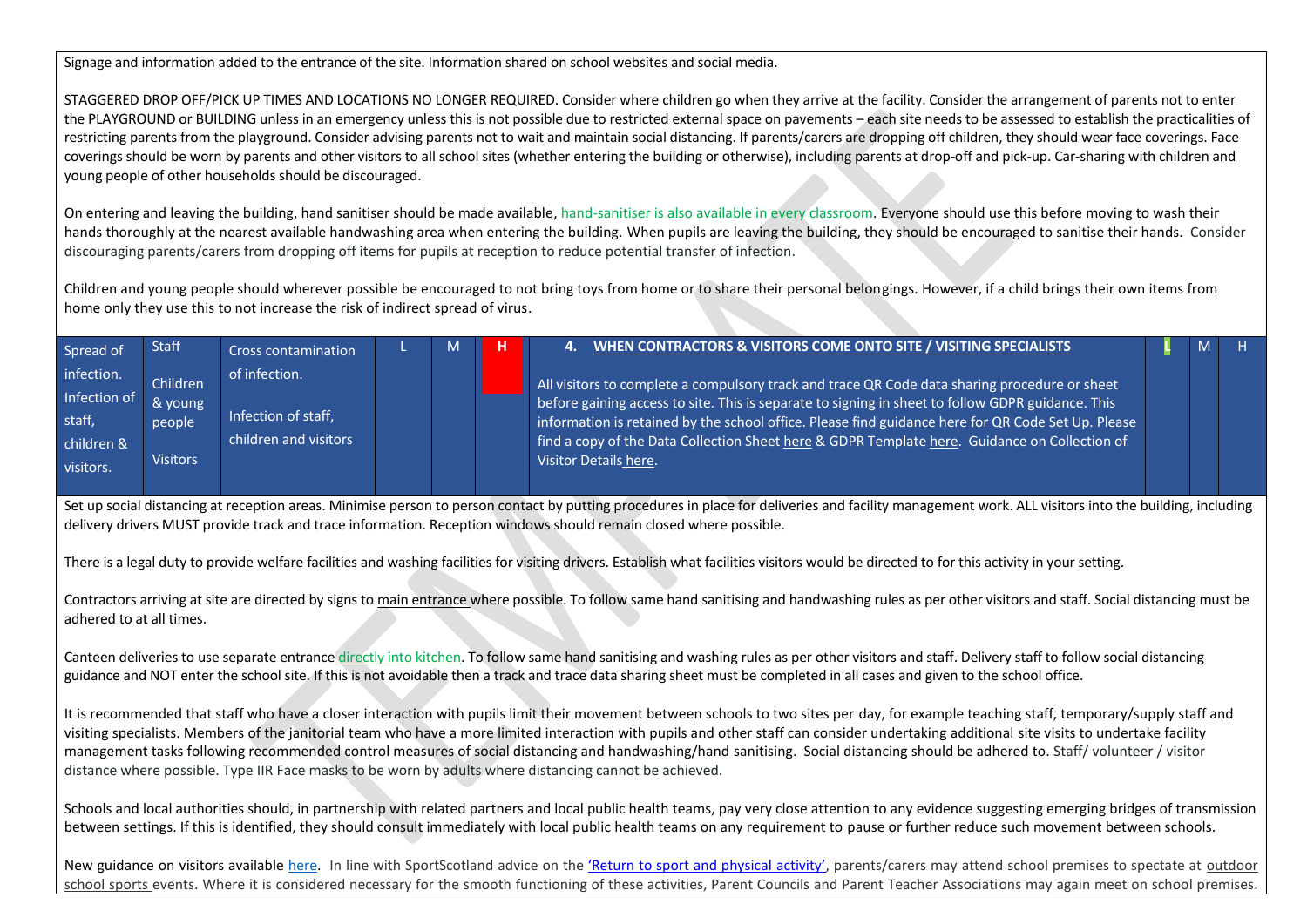Signage and information added to the entrance of the site. Information shared on school websites and social media.

STAGGERED DROP OFF/PICK UP TIMES AND LOCATIONS NO LONGER REQUIRED. Consider where children go when they arrive at the facility. Consider the arrangement of parents not to enter the PLAYGROUND or BUILDING unless in an emergency unless this is not possible due to restricted external space on pavements – each site needs to be assessed to establish the practicalities of restricting parents from the playground. Consider advising parents not to wait and maintain social distancing. If parents/carers are dropping off children, they should wear face coverings. Face coverings should be worn by parents and other visitors to all school sites (whether entering the building or otherwise), including parents at drop-off and pick-up. Car-sharing with children and young people of other households should be discouraged.

On entering and leaving the building, hand sanitiser should be made available, hand-sanitiser is also available in every classroom. Everyone should use this before moving to wash their hands thoroughly at the nearest available handwashing area when entering the building. When pupils are leaving the building, they should be encouraged to sanitise their hands. Consider discouraging parents/carers from dropping off items for pupils at reception to reduce potential transfer of infection.

Children and young people should wherever possible be encouraged to not bring toys from home or to share their personal belongings. However, if a child brings their own items from home only they use this to not increase the risk of indirect spread of virus.

| Spread of infection. Infection of staff, children & visitors. | Staff<br>Children & young people<br>Visitors | Cross contamination of infection.<br>Infection of staff, children and visitors | L | M | H | **4. WHEN CONTRACTORS & VISITORS COME ONTO SITE / VISITING SPECIALISTS**<br>All visitors to complete a compulsory track and trace QR Code data sharing procedure or sheet before gaining access to site. This is separate to signing in sheet to follow GDPR guidance. This information is retained by the school office. Please find guidance here for QR Code Set Up. Please find a copy of the Data Collection Sheet here & GDPR Template here. Guidance on Collection of Visitor Details here. | L | M | H |
|---|---|---|---|---|---|---|---|---|---|

Set up social distancing at reception areas. Minimise person to person contact by putting procedures in place for deliveries and facility management work. ALL visitors into the building, including delivery drivers MUST provide track and trace information. Reception windows should remain closed where possible.

There is a legal duty to provide welfare facilities and washing facilities for visiting drivers. Establish what facilities visitors would be directed to for this activity in your setting.

Contractors arriving at site are directed by signs to main entrance where possible. To follow same hand sanitising and handwashing rules as per other visitors and staff. Social distancing must be adhered to at all times.

Canteen deliveries to use separate entrance directly into kitchen. To follow same hand sanitising and washing rules as per other visitors and staff. Delivery staff to follow social distancing guidance and NOT enter the school site. If this is not avoidable then a track and trace data sharing sheet must be completed in all cases and given to the school office.

It is recommended that staff who have a closer interaction with pupils limit their movement between schools to two sites per day, for example teaching staff, temporary/supply staff and visiting specialists. Members of the janitorial team who have a more limited interaction with pupils and other staff can consider undertaking additional site visits to undertake facility management tasks following recommended control measures of social distancing and handwashing/hand sanitising. Social distancing should be adhered to. Staff/ volunteer / visitor distance where possible. Type IIR Face masks to be worn by adults where distancing cannot be achieved.

Schools and local authorities should, in partnership with related partners and local public health teams, pay very close attention to any evidence suggesting emerging bridges of transmission between settings. If this is identified, they should consult immediately with local public health teams on any requirement to pause or further reduce such movement between schools.

New guidance on visitors available here. In line with SportScotland advice on the 'Return to sport and physical activity', parents/carers may attend school premises to spectate at outdoor school sports events. Where it is considered necessary for the smooth functioning of these activities, Parent Councils and Parent Teacher Associations may again meet on school premises.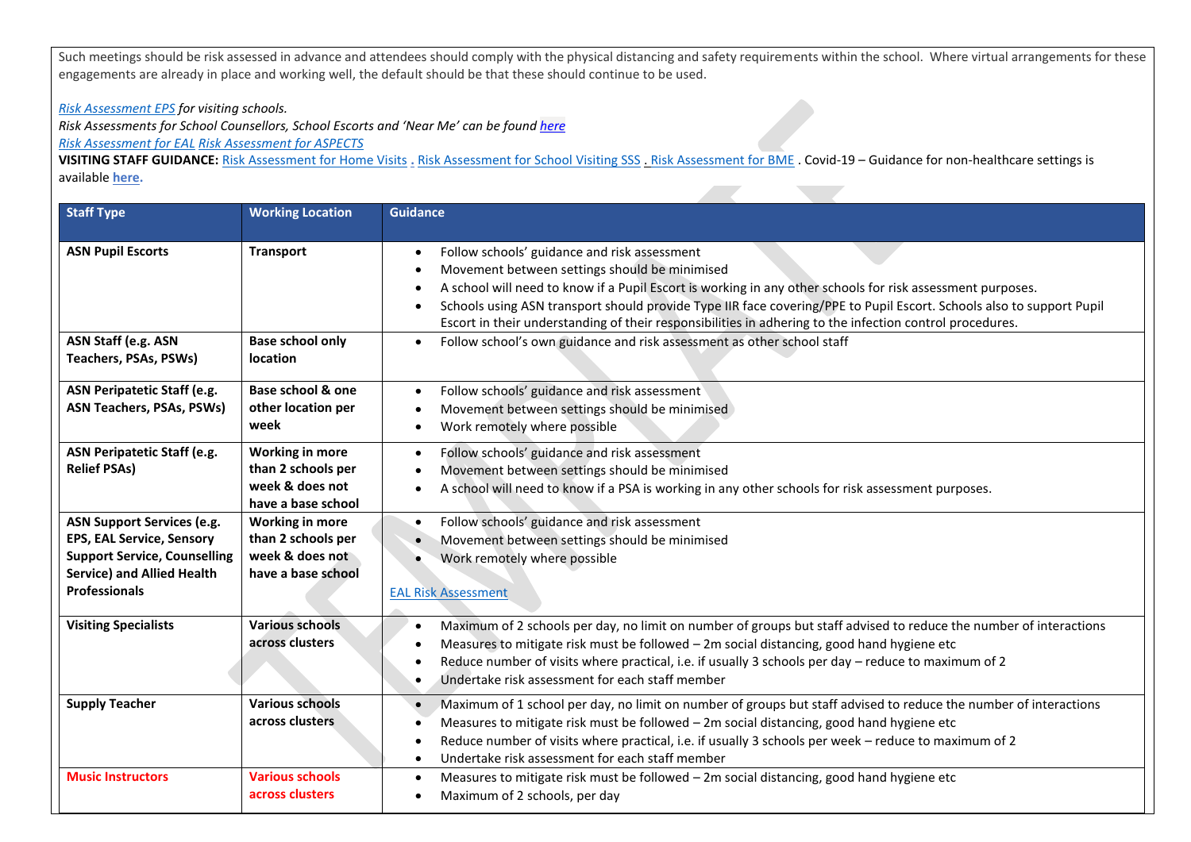Such meetings should be risk assessed in advance and attendees should comply with the physical distancing and safety requirements within the school. Where virtual arrangements for these engagements are already in place and working well, the default should be that these should continue to be used.

*Risk Assessment EPS for visiting schools.*
*Risk Assessments for School Counsellors, School Escorts and 'Near Me' can be found **here***
*Risk Assessment for EAL Risk Assessment for ASPECTS*
**VISITING STAFF GUIDANCE:** Risk Assessment for Home Visits . Risk Assessment for School Visiting SSS . Risk Assessment for BME . Covid-19 – Guidance for non-healthcare settings is available **here.**

| Staff Type | Working Location | Guidance |
|---|---|---|
| **ASN Pupil Escorts** | **Transport** | • Follow schools' guidance and risk assessment<br>• Movement between settings should be minimised<br>• A school will need to know if a Pupil Escort is working in any other schools for risk assessment purposes.<br>• Schools using ASN transport should provide Type IIR face covering/PPE to Pupil Escort. Schools also to support Pupil Escort in their understanding of their responsibilities in adhering to the infection control procedures. |
| **ASN Staff (e.g. ASN Teachers, PSAs, PSWs)** | **Base school only location** | • Follow school's own guidance and risk assessment as other school staff |
| **ASN Peripatetic Staff (e.g. ASN Teachers, PSAs, PSWs)** | **Base school & one other location per week** | • Follow schools' guidance and risk assessment<br>• Movement between settings should be minimised<br>• Work remotely where possible |
| **ASN Peripatetic Staff (e.g. Relief PSAs)** | **Working in more than 2 schools per week & does not have a base school** | • Follow schools' guidance and risk assessment<br>• Movement between settings should be minimised<br>• A school will need to know if a PSA is working in any other schools for risk assessment purposes. |
| **ASN Support Services (e.g. EPS, EAL Service, Sensory Support Service, Counselling Service) and Allied Health Professionals** | **Working in more than 2 schools per week & does not have a base school** | • Follow schools' guidance and risk assessment<br>• Movement between settings should be minimised<br>• Work remotely where possible<br><br>EAL Risk Assessment |
| **Visiting Specialists** | **Various schools across clusters** | • Maximum of 2 schools per day, no limit on number of groups but staff advised to reduce the number of interactions<br>• Measures to mitigate risk must be followed – 2m social distancing, good hand hygiene etc<br>• Reduce number of visits where practical, i.e. if usually 3 schools per day – reduce to maximum of 2<br>• Undertake risk assessment for each staff member |
| **Supply Teacher** | **Various schools across clusters** | • Maximum of 1 school per day, no limit on number of groups but staff advised to reduce the number of interactions<br>• Measures to mitigate risk must be followed – 2m social distancing, good hand hygiene etc<br>• Reduce number of visits where practical, i.e. if usually 3 schools per week – reduce to maximum of 2<br>• Undertake risk assessment for each staff member |
| **Music Instructors** | **Various schools across clusters** | • Measures to mitigate risk must be followed – 2m social distancing, good hand hygiene etc<br>• Maximum of 2 schools, per day |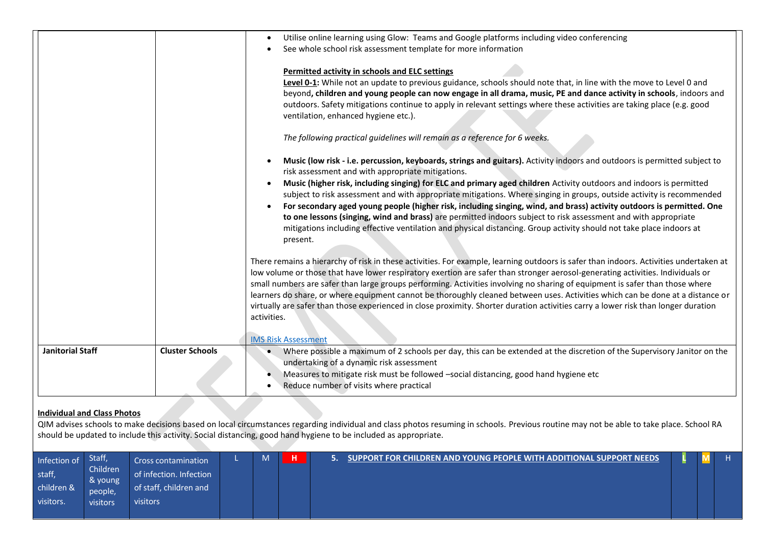| | | |
|---|---|---|
| | | • Utilise online learning using Glow: Teams and Google platforms including video conferencing<br>• See whole school risk assessment template for more information<br><br>**Permitted activity in schools and ELC settings**<br>**Level 0-1:** While not an update to previous guidance, schools should note that, in line with the move to Level 0 and beyond**, children and young people can now engage in all drama, music, PE and dance activity in schools**, indoors and outdoors. Safety mitigations continue to apply in relevant settings where these activities are taking place (e.g. good ventilation, enhanced hygiene etc.).<br><br>*The following practical guidelines will remain as a reference for 6 weeks.*<br><br>• **Music (low risk - i.e. percussion, keyboards, strings and guitars).** Activity indoors and outdoors is permitted subject to risk assessment and with appropriate mitigations.<br>• **Music (higher risk, including singing) for ELC and primary aged children** Activity outdoors and indoors is permitted subject to risk assessment and with appropriate mitigations. Where singing in groups, outside activity is recommended<br>• **For secondary aged young people (higher risk, including singing, wind, and brass) activity outdoors is permitted. One to one lessons (singing, wind and brass)** are permitted indoors subject to risk assessment and with appropriate mitigations including effective ventilation and physical distancing. Group activity should not take place indoors at present.<br><br>There remains a hierarchy of risk in these activities. For example, learning outdoors is safer than indoors. Activities undertaken at low volume or those that have lower respiratory exertion are safer than stronger aerosol-generating activities. Individuals or small numbers are safer than large groups performing. Activities involving no sharing of equipment is safer than those where learners do share, or where equipment cannot be thoroughly cleaned between uses. Activities which can be done at a distance or virtually are safer than those experienced in close proximity. Shorter duration activities carry a lower risk than longer duration activities.<br><br>IMS Risk Assessment |
| **Janitorial Staff** | **Cluster Schools** | • Where possible a maximum of 2 schools per day, this can be extended at the discretion of the Supervisory Janitor on the undertaking of a dynamic risk assessment<br>• Measures to mitigate risk must be followed –social distancing, good hand hygiene etc<br>• Reduce number of visits where practical |

**Individual and Class Photos**

QIM advises schools to make decisions based on local circumstances regarding individual and class photos resuming in schools. Previous routine may not be able to take place. School RA should be updated to include this activity. Social distancing, good hand hygiene to be included as appropriate.

| Infection of staff, children & visitors. | Staff, Children & young people, visitors | Cross contamination of infection. Infection of staff, children and visitors | L | M | H | 5. SUPPORT FOR CHILDREN AND YOUNG PEOPLE WITH ADDITIONAL SUPPORT NEEDS | L | M | H |
|---|---|---|---|---|---|---|---|---|---|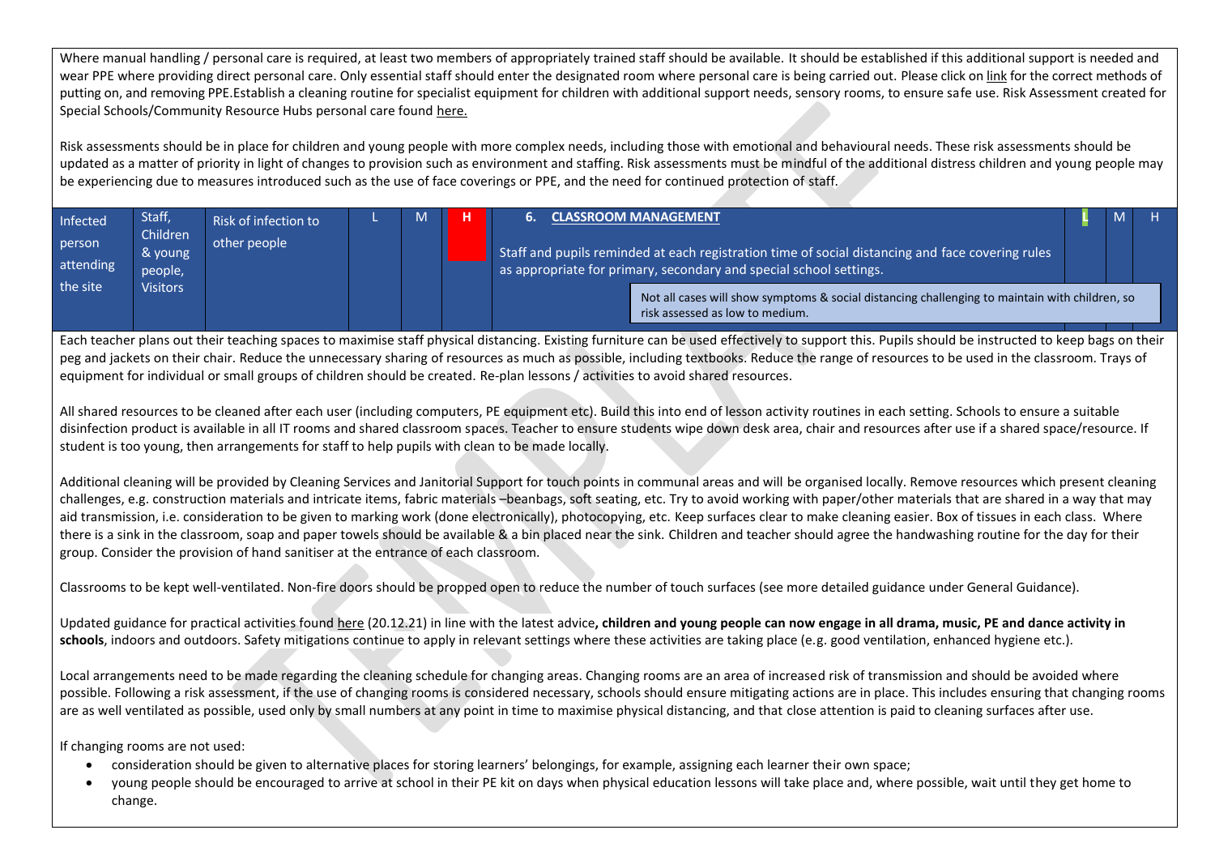Where manual handling / personal care is required, at least two members of appropriately trained staff should be available. It should be established if this additional support is needed and wear PPE where providing direct personal care. Only essential staff should enter the designated room where personal care is being carried out. Please click on link for the correct methods of putting on, and removing PPE.Establish a cleaning routine for specialist equipment for children with additional support needs, sensory rooms, to ensure safe use. Risk Assessment created for Special Schools/Community Resource Hubs personal care found here.

Risk assessments should be in place for children and young people with more complex needs, including those with emotional and behavioural needs. These risk assessments should be updated as a matter of priority in light of changes to provision such as environment and staffing. Risk assessments must be mindful of the additional distress children and young people may be experiencing due to measures introduced such as the use of face coverings or PPE, and the need for continued protection of staff.

| Infected person attending the site | Staff, Children & young people, Visitors | Risk of infection to other people | L | M | H | **6. CLASSROOM MANAGEMENT**<br><br>Staff and pupils reminded at each registration time of social distancing and face covering rules as appropriate for primary, secondary and special school settings.<br><br>Not all cases will show symptoms & social distancing challenging to maintain with children, so risk assessed as low to medium. | L | M | H |
|---|---|---|---|---|---|---|---|---|---|

Each teacher plans out their teaching spaces to maximise staff physical distancing. Existing furniture can be used effectively to support this. Pupils should be instructed to keep bags on their peg and jackets on their chair. Reduce the unnecessary sharing of resources as much as possible, including textbooks. Reduce the range of resources to be used in the classroom. Trays of equipment for individual or small groups of children should be created. Re-plan lessons / activities to avoid shared resources.

All shared resources to be cleaned after each user (including computers, PE equipment etc). Build this into end of lesson activity routines in each setting. Schools to ensure a suitable disinfection product is available in all IT rooms and shared classroom spaces. Teacher to ensure students wipe down desk area, chair and resources after use if a shared space/resource. If student is too young, then arrangements for staff to help pupils with clean to be made locally.

Additional cleaning will be provided by Cleaning Services and Janitorial Support for touch points in communal areas and will be organised locally. Remove resources which present cleaning challenges, e.g. construction materials and intricate items, fabric materials –beanbags, soft seating, etc. Try to avoid working with paper/other materials that are shared in a way that may aid transmission, i.e. consideration to be given to marking work (done electronically), photocopying, etc. Keep surfaces clear to make cleaning easier. Box of tissues in each class. Where there is a sink in the classroom, soap and paper towels should be available & a bin placed near the sink. Children and teacher should agree the handwashing routine for the day for their group. Consider the provision of hand sanitiser at the entrance of each classroom.

Classrooms to be kept well-ventilated. Non-fire doors should be propped open to reduce the number of touch surfaces (see more detailed guidance under General Guidance).

Updated guidance for practical activities found here (20.12.21) in line with the latest advice**, children and young people can now engage in all drama, music, PE and dance activity in schools**, indoors and outdoors. Safety mitigations continue to apply in relevant settings where these activities are taking place (e.g. good ventilation, enhanced hygiene etc.).

Local arrangements need to be made regarding the cleaning schedule for changing areas. Changing rooms are an area of increased risk of transmission and should be avoided where possible. Following a risk assessment, if the use of changing rooms is considered necessary, schools should ensure mitigating actions are in place. This includes ensuring that changing rooms are as well ventilated as possible, used only by small numbers at any point in time to maximise physical distancing, and that close attention is paid to cleaning surfaces after use.

If changing rooms are not used:

- consideration should be given to alternative places for storing learners' belongings, for example, assigning each learner their own space;
- young people should be encouraged to arrive at school in their PE kit on days when physical education lessons will take place and, where possible, wait until they get home to change.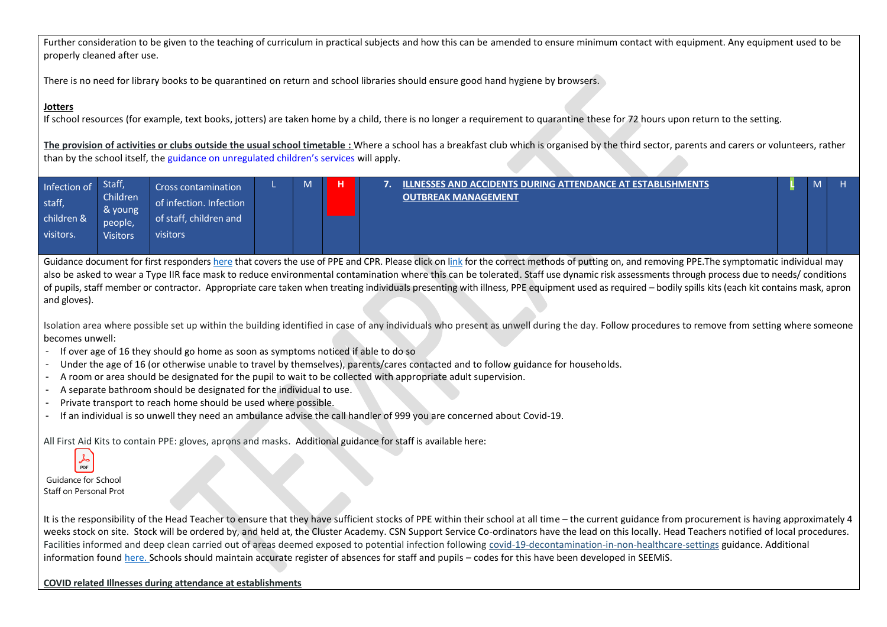Further consideration to be given to the teaching of curriculum in practical subjects and how this can be amended to ensure minimum contact with equipment. Any equipment used to be properly cleaned after use.

There is no need for library books to be quarantined on return and school libraries should ensure good hand hygiene by browsers.

**Jotters**

If school resources (for example, text books, jotters) are taken home by a child, there is no longer a requirement to quarantine these for 72 hours upon return to the setting.

**The provision of activities or clubs outside the usual school timetable :** Where a school has a breakfast club which is organised by the third sector, parents and carers or volunteers, rather than by the school itself, the guidance on unregulated children's services will apply.

| Infection of staff, children & visitors. | Staff, Children & young people, Visitors | Cross contamination of infection. Infection of staff, children and visitors | L | M | H | 7. ILLNESSES AND ACCIDENTS DURING ATTENDANCE AT ESTABLISHMENTS OUTBREAK MANAGEMENT | L | M | H |
|---|---|---|---|---|---|---|---|---|---|

Guidance document for first responders here that covers the use of PPE and CPR. Please click on link for the correct methods of putting on, and removing PPE.The symptomatic individual may also be asked to wear a Type IIR face mask to reduce environmental contamination where this can be tolerated. Staff use dynamic risk assessments through process due to needs/ conditions of pupils, staff member or contractor. Appropriate care taken when treating individuals presenting with illness, PPE equipment used as required – bodily spills kits (each kit contains mask, apron and gloves).

Isolation area where possible set up within the building identified in case of any individuals who present as unwell during the day. Follow procedures to remove from setting where someone becomes unwell:

- If over age of 16 they should go home as soon as symptoms noticed if able to do so
- Under the age of 16 (or otherwise unable to travel by themselves), parents/cares contacted and to follow guidance for households.
- A room or area should be designated for the pupil to wait to be collected with appropriate adult supervision.
- A separate bathroom should be designated for the individual to use.
- Private transport to reach home should be used where possible.
- If an individual is so unwell they need an ambulance advise the call handler of 999 you are concerned about Covid-19.

All First Aid Kits to contain PPE: gloves, aprons and masks. Additional guidance for staff is available here:

Guidance for School Staff on Personal Prot

It is the responsibility of the Head Teacher to ensure that they have sufficient stocks of PPE within their school at all time – the current guidance from procurement is having approximately 4 weeks stock on site. Stock will be ordered by, and held at, the Cluster Academy. CSN Support Service Co-ordinators have the lead on this locally. Head Teachers notified of local procedures. Facilities informed and deep clean carried out of areas deemed exposed to potential infection following covid-19-decontamination-in-non-healthcare-settings guidance. Additional information found here. Schools should maintain accurate register of absences for staff and pupils – codes for this have been developed in SEEMiS.

**COVID related Illnesses during attendance at establishments**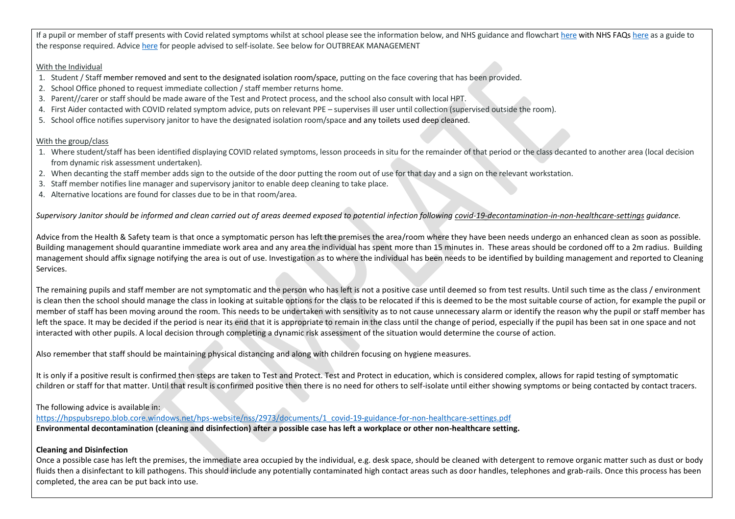If a pupil or member of staff presents with Covid related symptoms whilst at school please see the information below, and NHS guidance and flowchart here with NHS FAQs here as a guide to the response required. Advice here for people advised to self-isolate. See below for OUTBREAK MANAGEMENT

With the Individual

1. Student / Staff member removed and sent to the designated isolation room/space, putting on the face covering that has been provided.
2. School Office phoned to request immediate collection / staff member returns home.
3. Parent//carer or staff should be made aware of the Test and Protect process, and the school also consult with local HPT.
4. First Aider contacted with COVID related symptom advice, puts on relevant PPE – supervises ill user until collection (supervised outside the room).
5. School office notifies supervisory janitor to have the designated isolation room/space and any toilets used deep cleaned.

With the group/class

1. Where student/staff has been identified displaying COVID related symptoms, lesson proceeds in situ for the remainder of that period or the class decanted to another area (local decision from dynamic risk assessment undertaken).
2. When decanting the staff member adds sign to the outside of the door putting the room out of use for that day and a sign on the relevant workstation.
3. Staff member notifies line manager and supervisory janitor to enable deep cleaning to take place.
4. Alternative locations are found for classes due to be in that room/area.

*Supervisory Janitor should be informed and clean carried out of areas deemed exposed to potential infection following covid-19-decontamination-in-non-healthcare-settings guidance.*

Advice from the Health & Safety team is that once a symptomatic person has left the premises the area/room where they have been needs undergo an enhanced clean as soon as possible. Building management should quarantine immediate work area and any area the individual has spent more than 15 minutes in. These areas should be cordoned off to a 2m radius. Building management should affix signage notifying the area is out of use. Investigation as to where the individual has been needs to be identified by building management and reported to Cleaning Services.

The remaining pupils and staff member are not symptomatic and the person who has left is not a positive case until deemed so from test results. Until such time as the class / environment is clean then the school should manage the class in looking at suitable options for the class to be relocated if this is deemed to be the most suitable course of action, for example the pupil or member of staff has been moving around the room. This needs to be undertaken with sensitivity as to not cause unnecessary alarm or identify the reason why the pupil or staff member has left the space. It may be decided if the period is near its end that it is appropriate to remain in the class until the change of period, especially if the pupil has been sat in one space and not interacted with other pupils. A local decision through completing a dynamic risk assessment of the situation would determine the course of action.

Also remember that staff should be maintaining physical distancing and along with children focusing on hygiene measures.

It is only if a positive result is confirmed then steps are taken to Test and Protect. Test and Protect in education, which is considered complex, allows for rapid testing of symptomatic children or staff for that matter. Until that result is confirmed positive then there is no need for others to self-isolate until either showing symptoms or being contacted by contact tracers.

The following advice is available in:

https://hpspubsrepo.blob.core.windows.net/hps-website/nss/2973/documents/1_covid-19-guidance-for-non-healthcare-settings.pdf

**Environmental decontamination (cleaning and disinfection) after a possible case has left a workplace or other non-healthcare setting.**

**Cleaning and Disinfection**

Once a possible case has left the premises, the immediate area occupied by the individual, e.g. desk space, should be cleaned with detergent to remove organic matter such as dust or body fluids then a disinfectant to kill pathogens. This should include any potentially contaminated high contact areas such as door handles, telephones and grab-rails. Once this process has been completed, the area can be put back into use.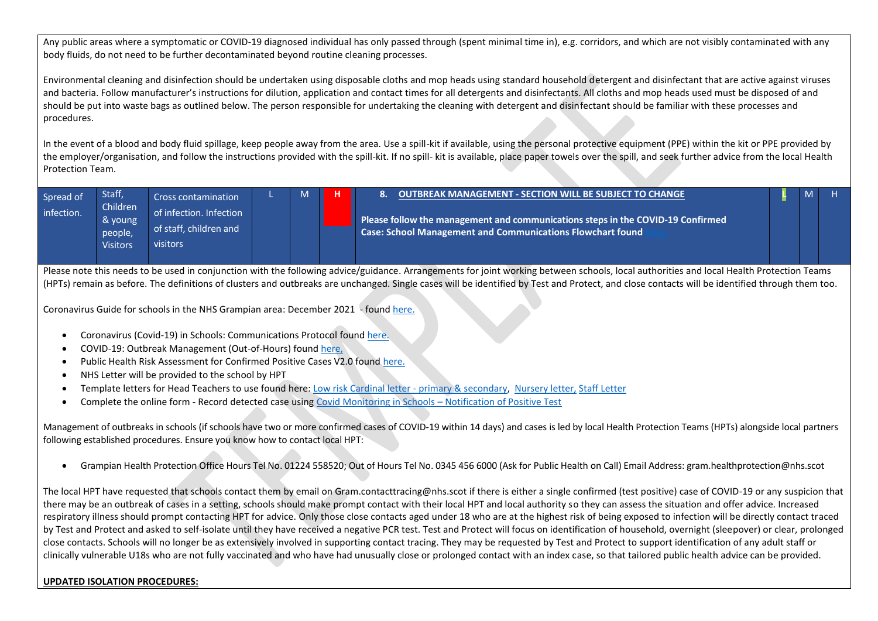Any public areas where a symptomatic or COVID-19 diagnosed individual has only passed through (spent minimal time in), e.g. corridors, and which are not visibly contaminated with any body fluids, do not need to be further decontaminated beyond routine cleaning processes.

Environmental cleaning and disinfection should be undertaken using disposable cloths and mop heads using standard household detergent and disinfectant that are active against viruses and bacteria. Follow manufacturer's instructions for dilution, application and contact times for all detergents and disinfectants. All cloths and mop heads used must be disposed of and should be put into waste bags as outlined below. The person responsible for undertaking the cleaning with detergent and disinfectant should be familiar with these processes and procedures.

In the event of a blood and body fluid spillage, keep people away from the area. Use a spill-kit if available, using the personal protective equipment (PPE) within the kit or PPE provided by the employer/organisation, and follow the instructions provided with the spill-kit. If no spill- kit is available, place paper towels over the spill, and seek further advice from the local Health Protection Team.

| Spread of infection. | Staff, Children & young people, Visitors | Cross contamination of infection. Infection of staff, children and visitors | L | M | **H** | **8. OUTBREAK MANAGEMENT - SECTION WILL BE SUBJECT TO CHANGE**<br><br>**Please follow the management and communications steps in the COVID-19 Confirmed Case: School Management and Communications Flowchart found here** | **L** | M | H |
|---|---|---|---|---|---|---|---|---|---|

Please note this needs to be used in conjunction with the following advice/guidance. Arrangements for joint working between schools, local authorities and local Health Protection Teams (HPTs) remain as before. The definitions of clusters and outbreaks are unchanged. Single cases will be identified by Test and Protect, and close contacts will be identified through them too.

Coronavirus Guide for schools in the NHS Grampian area: December 2021 - found here.

- Coronavirus (Covid-19) in Schools: Communications Protocol found here.
- COVID-19: Outbreak Management (Out-of-Hours) found here,
- Public Health Risk Assessment for Confirmed Positive Cases V2.0 found here.
- NHS Letter will be provided to the school by HPT
- Template letters for Head Teachers to use found here: Low risk Cardinal letter - primary & secondary, Nursery letter, Staff Letter
- Complete the online form - Record detected case using Covid Monitoring in Schools – Notification of Positive Test

Management of outbreaks in schools (if schools have two or more confirmed cases of COVID-19 within 14 days) and cases is led by local Health Protection Teams (HPTs) alongside local partners following established procedures. Ensure you know how to contact local HPT:

- Grampian Health Protection Office Hours Tel No. 01224 558520; Out of Hours Tel No. 0345 456 6000 (Ask for Public Health on Call) Email Address: gram.healthprotection@nhs.scot

The local HPT have requested that schools contact them by email on Gram.contacttracing@nhs.scot if there is either a single confirmed (test positive) case of COVID-19 or any suspicion that there may be an outbreak of cases in a setting, schools should make prompt contact with their local HPT and local authority so they can assess the situation and offer advice. Increased respiratory illness should prompt contacting HPT for advice. Only those close contacts aged under 18 who are at the highest risk of being exposed to infection will be directly contact traced by Test and Protect and asked to self-isolate until they have received a negative PCR test. Test and Protect will focus on identification of household, overnight (sleepover) or clear, prolonged close contacts. Schools will no longer be as extensively involved in supporting contact tracing. They may be requested by Test and Protect to support identification of any adult staff or clinically vulnerable U18s who are not fully vaccinated and who have had unusually close or prolonged contact with an index case, so that tailored public health advice can be provided.

**UPDATED ISOLATION PROCEDURES:**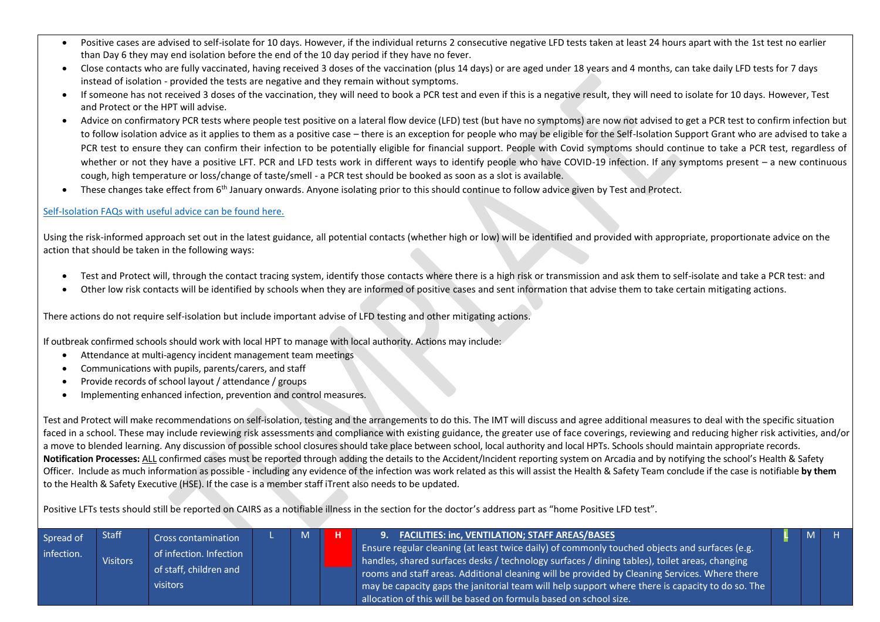- Positive cases are advised to self-isolate for 10 days. However, if the individual returns 2 consecutive negative LFD tests taken at least 24 hours apart with the 1st test no earlier than Day 6 they may end isolation before the end of the 10 day period if they have no fever.
- Close contacts who are fully vaccinated, having received 3 doses of the vaccination (plus 14 days) or are aged under 18 years and 4 months, can take daily LFD tests for 7 days instead of isolation - provided the tests are negative and they remain without symptoms.
- If someone has not received 3 doses of the vaccination, they will need to book a PCR test and even if this is a negative result, they will need to isolate for 10 days. However, Test and Protect or the HPT will advise.
- Advice on confirmatory PCR tests where people test positive on a lateral flow device (LFD) test (but have no symptoms) are now not advised to get a PCR test to confirm infection but to follow isolation advice as it applies to them as a positive case – there is an exception for people who may be eligible for the Self-Isolation Support Grant who are advised to take a PCR test to ensure they can confirm their infection to be potentially eligible for financial support. People with Covid symptoms should continue to take a PCR test, regardless of whether or not they have a positive LFT. PCR and LFD tests work in different ways to identify people who have COVID-19 infection. If any symptoms present – a new continuous cough, high temperature or loss/change of taste/smell - a PCR test should be booked as soon as a slot is available.
- These changes take effect from 6th January onwards. Anyone isolating prior to this should continue to follow advice given by Test and Protect.

Self-Isolation FAQs with useful advice can be found here.

Using the risk-informed approach set out in the latest guidance, all potential contacts (whether high or low) will be identified and provided with appropriate, proportionate advice on the action that should be taken in the following ways:

- Test and Protect will, through the contact tracing system, identify those contacts where there is a high risk or transmission and ask them to self-isolate and take a PCR test: and
- Other low risk contacts will be identified by schools when they are informed of positive cases and sent information that advise them to take certain mitigating actions.

There actions do not require self-isolation but include important advise of LFD testing and other mitigating actions.

If outbreak confirmed schools should work with local HPT to manage with local authority. Actions may include:

- Attendance at multi-agency incident management team meetings
- Communications with pupils, parents/carers, and staff
- Provide records of school layout / attendance / groups
- Implementing enhanced infection, prevention and control measures.

Test and Protect will make recommendations on self-isolation, testing and the arrangements to do this. The IMT will discuss and agree additional measures to deal with the specific situation faced in a school. These may include reviewing risk assessments and compliance with existing guidance, the greater use of face coverings, reviewing and reducing higher risk activities, and/or a move to blended learning. Any discussion of possible school closures should take place between school, local authority and local HPTs. Schools should maintain appropriate records.
**Notification Processes:** ALL confirmed cases must be reported through adding the details to the Accident/Incident reporting system on Arcadia and by notifying the school's Health & Safety Officer. Include as much information as possible - including any evidence of the infection was work related as this will assist the Health & Safety Team conclude if the case is notifiable **by them** to the Health & Safety Executive (HSE). If the case is a member staff iTrent also needs to be updated.

Positive LFTs tests should still be reported on CAIRS as a notifiable illness in the section for the doctor's address part as "home Positive LFD test".

| | | | | | | | | | |
|---|---|---|---|---|---|---|---|---|---|
| Spread of infection. | Staff<br>Visitors | Cross contamination of infection. Infection of staff, children and visitors | L | M | **H** | **9. FACILITIES: inc, VENTILATION; STAFF AREAS/BASES**<br>Ensure regular cleaning (at least twice daily) of commonly touched objects and surfaces (e.g. handles, shared surfaces desks / technology surfaces / dining tables), toilet areas, changing rooms and staff areas. Additional cleaning will be provided by Cleaning Services. Where there may be capacity gaps the janitorial team will help support where there is capacity to do so. The allocation of this will be based on formula based on school size. | **L** | M | H |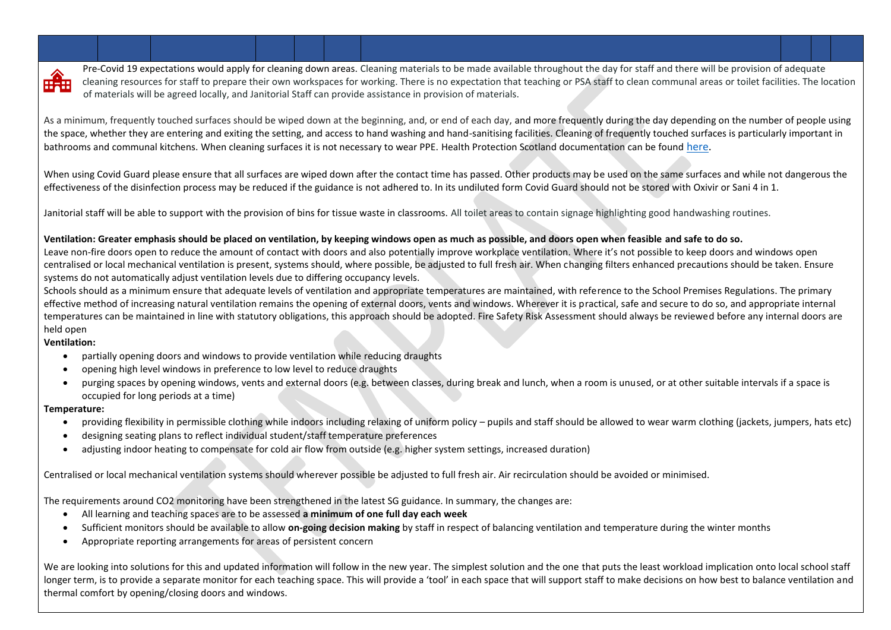Pre-Covid 19 expectations would apply for cleaning down areas. Cleaning materials to be made available throughout the day for staff and there will be provision of adequate cleaning resources for staff to prepare their own workspaces for working. There is no expectation that teaching or PSA staff to clean communal areas or toilet facilities. The location of materials will be agreed locally, and Janitorial Staff can provide assistance in provision of materials.

As a minimum, frequently touched surfaces should be wiped down at the beginning, and, or end of each day, and more frequently during the day depending on the number of people using the space, whether they are entering and exiting the setting, and access to hand washing and hand-sanitising facilities. Cleaning of frequently touched surfaces is particularly important in bathrooms and communal kitchens. When cleaning surfaces it is not necessary to wear PPE. Health Protection Scotland documentation can be found here.

When using Covid Guard please ensure that all surfaces are wiped down after the contact time has passed. Other products may be used on the same surfaces and while not dangerous the effectiveness of the disinfection process may be reduced if the guidance is not adhered to. In its undiluted form Covid Guard should not be stored with Oxivir or Sani 4 in 1.

Janitorial staff will be able to support with the provision of bins for tissue waste in classrooms. All toilet areas to contain signage highlighting good handwashing routines.

**Ventilation: Greater emphasis should be placed on ventilation, by keeping windows open as much as possible, and doors open when feasible and safe to do so.**
Leave non-fire doors open to reduce the amount of contact with doors and also potentially improve workplace ventilation. Where it's not possible to keep doors and windows open centralised or local mechanical ventilation is present, systems should, where possible, be adjusted to full fresh air. When changing filters enhanced precautions should be taken. Ensure systems do not automatically adjust ventilation levels due to differing occupancy levels.
Schools should as a minimum ensure that adequate levels of ventilation and appropriate temperatures are maintained, with reference to the School Premises Regulations. The primary effective method of increasing natural ventilation remains the opening of external doors, vents and windows. Wherever it is practical, safe and secure to do so, and appropriate internal temperatures can be maintained in line with statutory obligations, this approach should be adopted. Fire Safety Risk Assessment should always be reviewed before any internal doors are held open

**Ventilation:**

- partially opening doors and windows to provide ventilation while reducing draughts
- opening high level windows in preference to low level to reduce draughts
- purging spaces by opening windows, vents and external doors (e.g. between classes, during break and lunch, when a room is unused, or at other suitable intervals if a space is occupied for long periods at a time)

**Temperature:**

- providing flexibility in permissible clothing while indoors including relaxing of uniform policy – pupils and staff should be allowed to wear warm clothing (jackets, jumpers, hats etc)
- designing seating plans to reflect individual student/staff temperature preferences
- adjusting indoor heating to compensate for cold air flow from outside (e.g. higher system settings, increased duration)

Centralised or local mechanical ventilation systems should wherever possible be adjusted to full fresh air. Air recirculation should be avoided or minimised.

The requirements around $CO_2$ monitoring have been strengthened in the latest SG guidance. In summary, the changes are:

- All learning and teaching spaces are to be assessed **a minimum of one full day each week**
- Sufficient monitors should be available to allow **on-going decision making** by staff in respect of balancing ventilation and temperature during the winter months
- Appropriate reporting arrangements for areas of persistent concern

We are looking into solutions for this and updated information will follow in the new year. The simplest solution and the one that puts the least workload implication onto local school staff longer term, is to provide a separate monitor for each teaching space. This will provide a 'tool' in each space that will support staff to make decisions on how best to balance ventilation and thermal comfort by opening/closing doors and windows.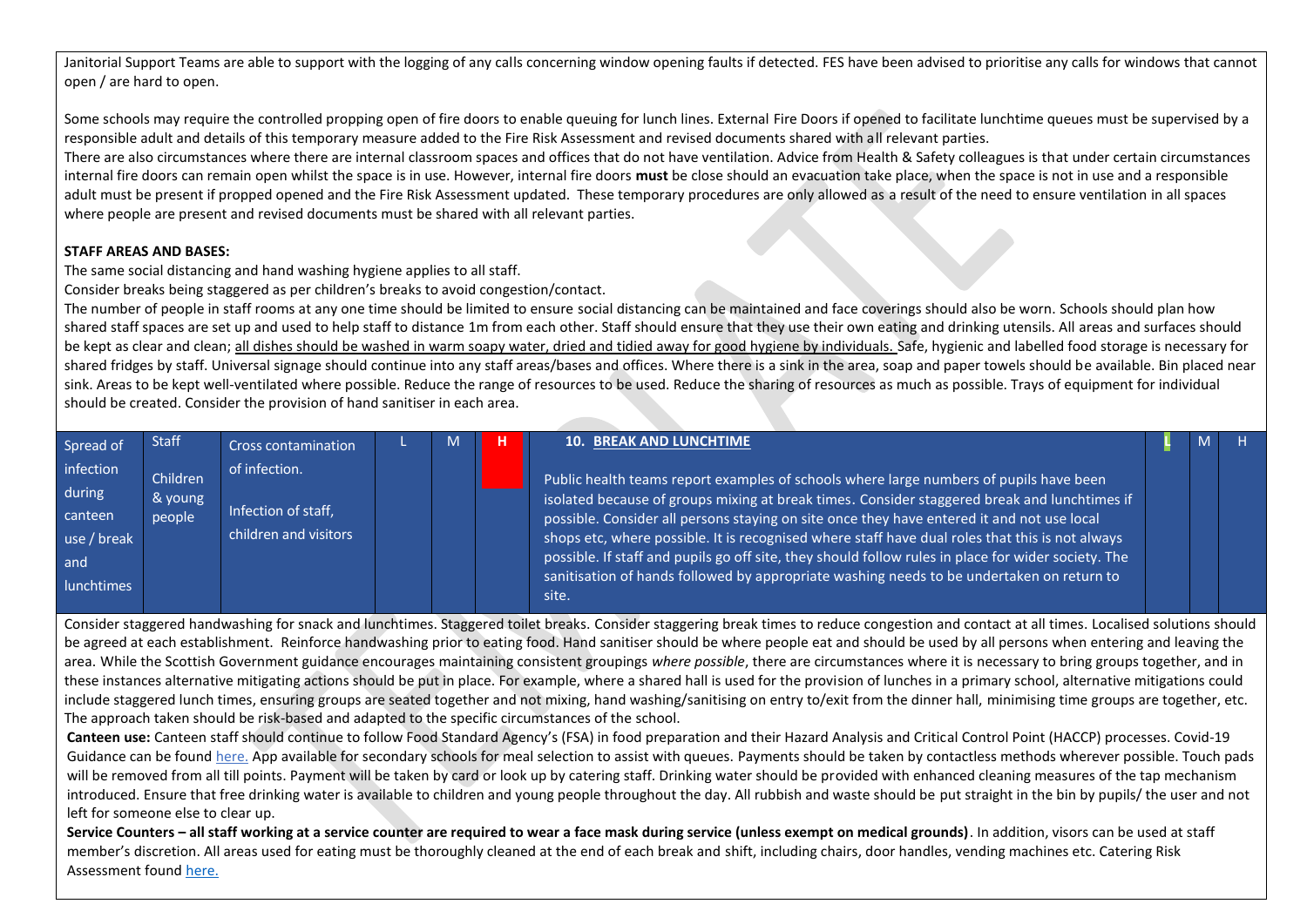Janitorial Support Teams are able to support with the logging of any calls concerning window opening faults if detected. FES have been advised to prioritise any calls for windows that cannot open / are hard to open.

Some schools may require the controlled propping open of fire doors to enable queuing for lunch lines. External Fire Doors if opened to facilitate lunchtime queues must be supervised by a responsible adult and details of this temporary measure added to the Fire Risk Assessment and revised documents shared with all relevant parties.
There are also circumstances where there are internal classroom spaces and offices that do not have ventilation. Advice from Health & Safety colleagues is that under certain circumstances internal fire doors can remain open whilst the space is in use. However, internal fire doors **must** be close should an evacuation take place, when the space is not in use and a responsible adult must be present if propped opened and the Fire Risk Assessment updated. These temporary procedures are only allowed as a result of the need to ensure ventilation in all spaces where people are present and revised documents must be shared with all relevant parties.

**STAFF AREAS AND BASES:**

The same social distancing and hand washing hygiene applies to all staff.
Consider breaks being staggered as per children's breaks to avoid congestion/contact.
The number of people in staff rooms at any one time should be limited to ensure social distancing can be maintained and face coverings should also be worn. Schools should plan how shared staff spaces are set up and used to help staff to distance 1m from each other. Staff should ensure that they use their own eating and drinking utensils. All areas and surfaces should be kept as clear and clean; all dishes should be washed in warm soapy water, dried and tidied away for good hygiene by individuals. Safe, hygienic and labelled food storage is necessary for shared fridges by staff. Universal signage should continue into any staff areas/bases and offices. Where there is a sink in the area, soap and paper towels should be available. Bin placed near sink. Areas to be kept well-ventilated where possible. Reduce the range of resources to be used. Reduce the sharing of resources as much as possible. Trays of equipment for individual should be created. Consider the provision of hand sanitiser in each area.

| Spread of infection during canteen use / break and lunchtimes | Staff Children & young people | Cross contamination of infection. Infection of staff, children and visitors | L | M | H | **10. BREAK AND LUNCHTIME** Public health teams report examples of schools where large numbers of pupils have been isolated because of groups mixing at break times. Consider staggered break and lunchtimes if possible. Consider all persons staying on site once they have entered it and not use local shops etc, where possible. It is recognised where staff have dual roles that this is not always possible. If staff and pupils go off site, they should follow rules in place for wider society. The sanitisation of hands followed by appropriate washing needs to be undertaken on return to site. | L | M | H |
|---|---|---|---|---|---|---|---|---|---|

Consider staggered handwashing for snack and lunchtimes. Staggered toilet breaks. Consider staggering break times to reduce congestion and contact at all times. Localised solutions should be agreed at each establishment. Reinforce handwashing prior to eating food. Hand sanitiser should be where people eat and should be used by all persons when entering and leaving the area. While the Scottish Government guidance encourages maintaining consistent groupings *where possible*, there are circumstances where it is necessary to bring groups together, and in these instances alternative mitigating actions should be put in place. For example, where a shared hall is used for the provision of lunches in a primary school, alternative mitigations could include staggered lunch times, ensuring groups are seated together and not mixing, hand washing/sanitising on entry to/exit from the dinner hall, minimising time groups are together, etc. The approach taken should be risk-based and adapted to the specific circumstances of the school.

**Canteen use:** Canteen staff should continue to follow Food Standard Agency's (FSA) in food preparation and their Hazard Analysis and Critical Control Point (HACCP) processes. Covid-19 Guidance can be found here. App available for secondary schools for meal selection to assist with queues. Payments should be taken by contactless methods wherever possible. Touch pads will be removed from all till points. Payment will be taken by card or look up by catering staff. Drinking water should be provided with enhanced cleaning measures of the tap mechanism introduced. Ensure that free drinking water is available to children and young people throughout the day. All rubbish and waste should be put straight in the bin by pupils/ the user and not left for someone else to clear up.

**Service Counters – all staff working at a service counter are required to wear a face mask during service (unless exempt on medical grounds)**. In addition, visors can be used at staff member's discretion. All areas used for eating must be thoroughly cleaned at the end of each break and shift, including chairs, door handles, vending machines etc. Catering Risk Assessment found here.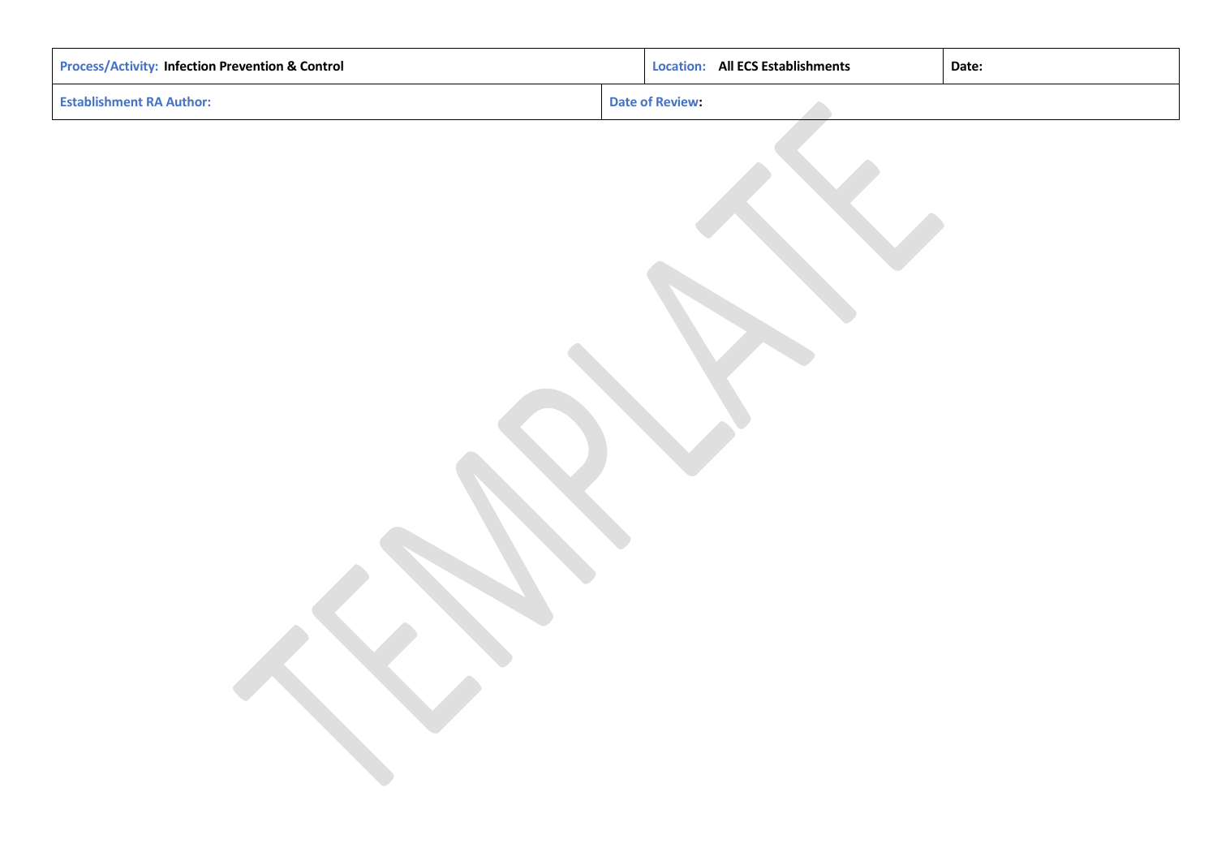| | | |
|---|---|---|
| **Process/Activity:** **Infection Prevention & Control** | **Location:** **All ECS Establishments** | **Date:** |
| **Establishment RA Author:** | **Date of Review:** | |

TEMPLATE